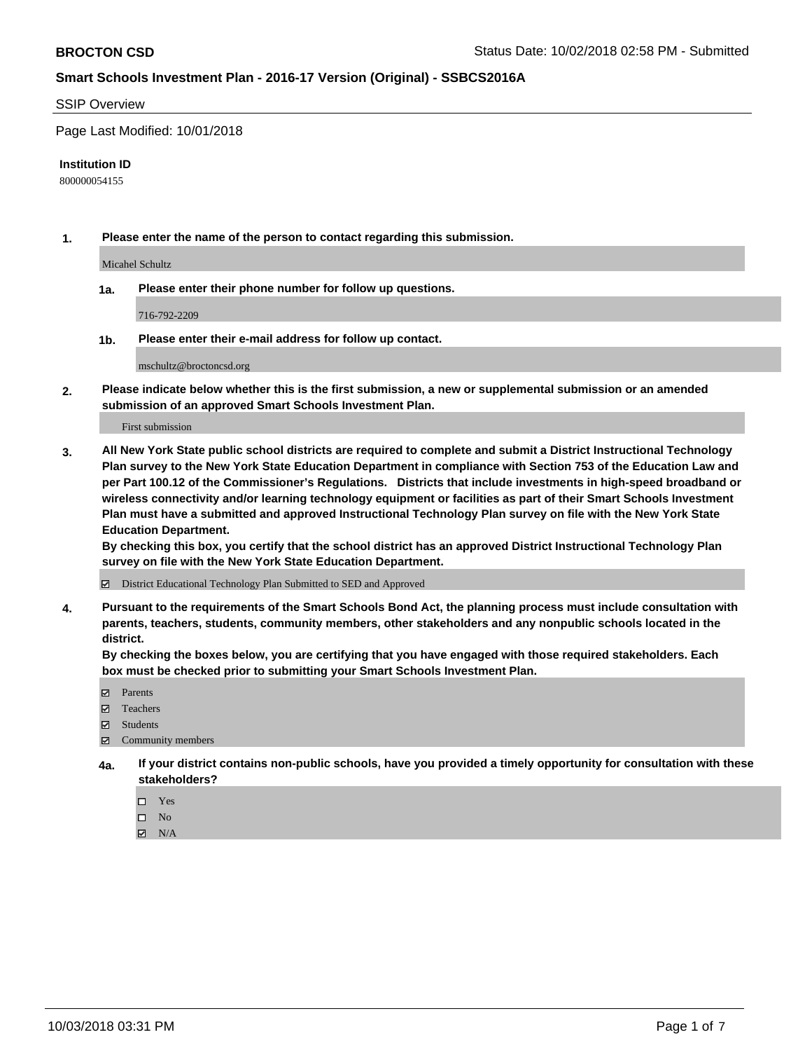**BROCTON CSD**

**Smart Schools Investment Plan - 2016-17 Version (Original) - SSBCS2016A**

SSIP Overview

Page Last Modified: 10/01/2018

**Institution ID**

800000054155

**1. Please enter the name of the person to contact regarding this submission.**

Micahel Schultz

**1a. Please enter their phone number for follow up questions.**

716-792-2209

**1b. Please enter their e-mail address for follow up contact.**

mschultz@broctoncsd.org

**2. Please indicate below whether this is the first submission, a new or supplemental submission or an amended submission of an approved Smart Schools Investment Plan.**

First submission

**3. All New York State public school districts are required to complete and submit a District Instructional Technology Plan survey to the New York State Education Department in compliance with Section 753 of the Education Law and per Part 100.12 of the Commissioner's Regulations. Districts that include investments in high-speed broadband or wireless connectivity and/or learning technology equipment or facilities as part of their Smart Schools Investment Plan must have a submitted and approved Instructional Technology Plan survey on file with the New York State Education Department.**
**By checking this box, you certify that the school district has an approved District Instructional Technology Plan survey on file with the New York State Education Department.**

☑ District Educational Technology Plan Submitted to SED and Approved

**4. Pursuant to the requirements of the Smart Schools Bond Act, the planning process must include consultation with parents, teachers, students, community members, other stakeholders and any nonpublic schools located in the district.**
**By checking the boxes below, you are certifying that you have engaged with those required stakeholders. Each box must be checked prior to submitting your Smart Schools Investment Plan.**

☑ Parents
☑ Teachers
☑ Students
☑ Community members

**4a. If your district contains non-public schools, have you provided a timely opportunity for consultation with these stakeholders?**

☐ Yes
☐ No
☑ N/A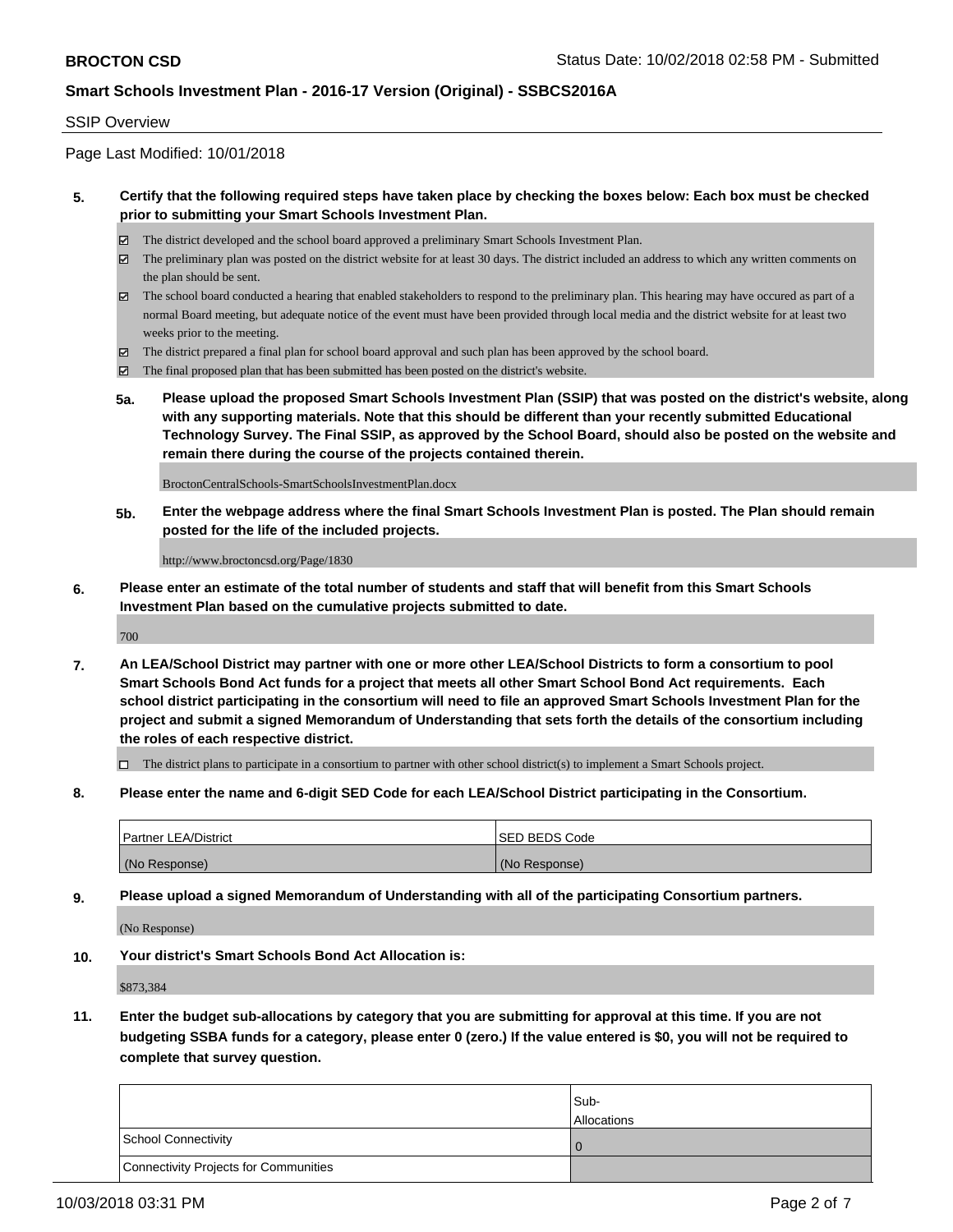**BROCTON CSD** Status Date: 10/02/2018 02:58 PM - Submitted

**Smart Schools Investment Plan - 2016-17 Version (Original) - SSBCS2016A**

SSIP Overview

Page Last Modified: 10/01/2018

**5. Certify that the following required steps have taken place by checking the boxes below: Each box must be checked prior to submitting your Smart Schools Investment Plan.**

- ☑ The district developed and the school board approved a preliminary Smart Schools Investment Plan.
- ☑ The preliminary plan was posted on the district website for at least 30 days. The district included an address to which any written comments on the plan should be sent.
- ☑ The school board conducted a hearing that enabled stakeholders to respond to the preliminary plan. This hearing may have occured as part of a normal Board meeting, but adequate notice of the event must have been provided through local media and the district website for at least two weeks prior to the meeting.
- ☑ The district prepared a final plan for school board approval and such plan has been approved by the school board.
- ☑ The final proposed plan that has been submitted has been posted on the district's website.

**5a. Please upload the proposed Smart Schools Investment Plan (SSIP) that was posted on the district's website, along with any supporting materials. Note that this should be different than your recently submitted Educational Technology Survey. The Final SSIP, as approved by the School Board, should also be posted on the website and remain there during the course of the projects contained therein.**

BroctonCentralSchools-SmartSchoolsInvestmentPlan.docx

**5b. Enter the webpage address where the final Smart Schools Investment Plan is posted. The Plan should remain posted for the life of the included projects.**

http://www.broctoncsd.org/Page/1830

**6. Please enter an estimate of the total number of students and staff that will benefit from this Smart Schools Investment Plan based on the cumulative projects submitted to date.**

700

**7. An LEA/School District may partner with one or more other LEA/School Districts to form a consortium to pool Smart Schools Bond Act funds for a project that meets all other Smart School Bond Act requirements. Each school district participating in the consortium will need to file an approved Smart Schools Investment Plan for the project and submit a signed Memorandum of Understanding that sets forth the details of the consortium including the roles of each respective district.**

- ☐ The district plans to participate in a consortium to partner with other school district(s) to implement a Smart Schools project.

**8. Please enter the name and 6-digit SED Code for each LEA/School District participating in the Consortium.**

| Partner LEA/District | SED BEDS Code |
|---|---|
| (No Response) | (No Response) |

**9. Please upload a signed Memorandum of Understanding with all of the participating Consortium partners.**

(No Response)

**10. Your district's Smart Schools Bond Act Allocation is:**

$873,384

**11. Enter the budget sub-allocations by category that you are submitting for approval at this time. If you are not budgeting SSBA funds for a category, please enter 0 (zero.) If the value entered is $0, you will not be required to complete that survey question.**

| | Sub-Allocations |
|---|---|
| School Connectivity | 0 |
| Connectivity Projects for Communities | |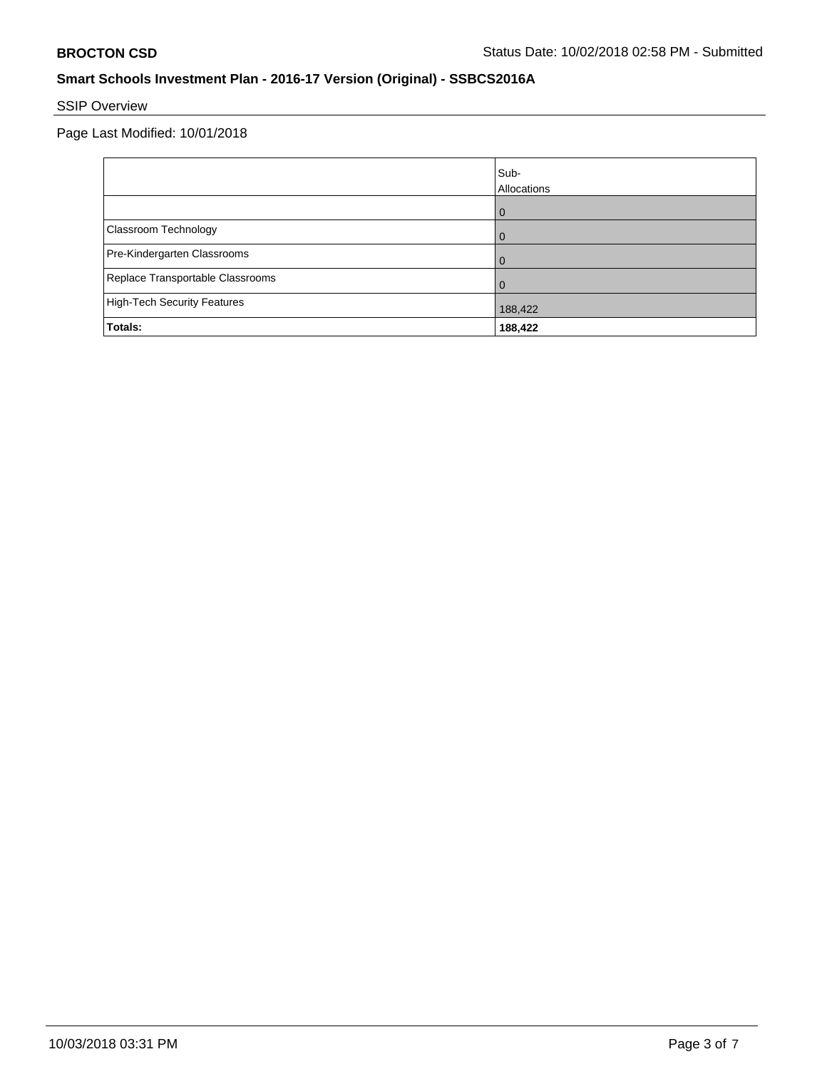## SSIP Overview

Page Last Modified: 10/01/2018

| | Sub-Allocations |
|---|---|
| | 0 |
| Classroom Technology | 0 |
| Pre-Kindergarten Classrooms | 0 |
| Replace Transportable Classrooms | 0 |
| High-Tech Security Features | 188,422 |
| **Totals:** | **188,422** |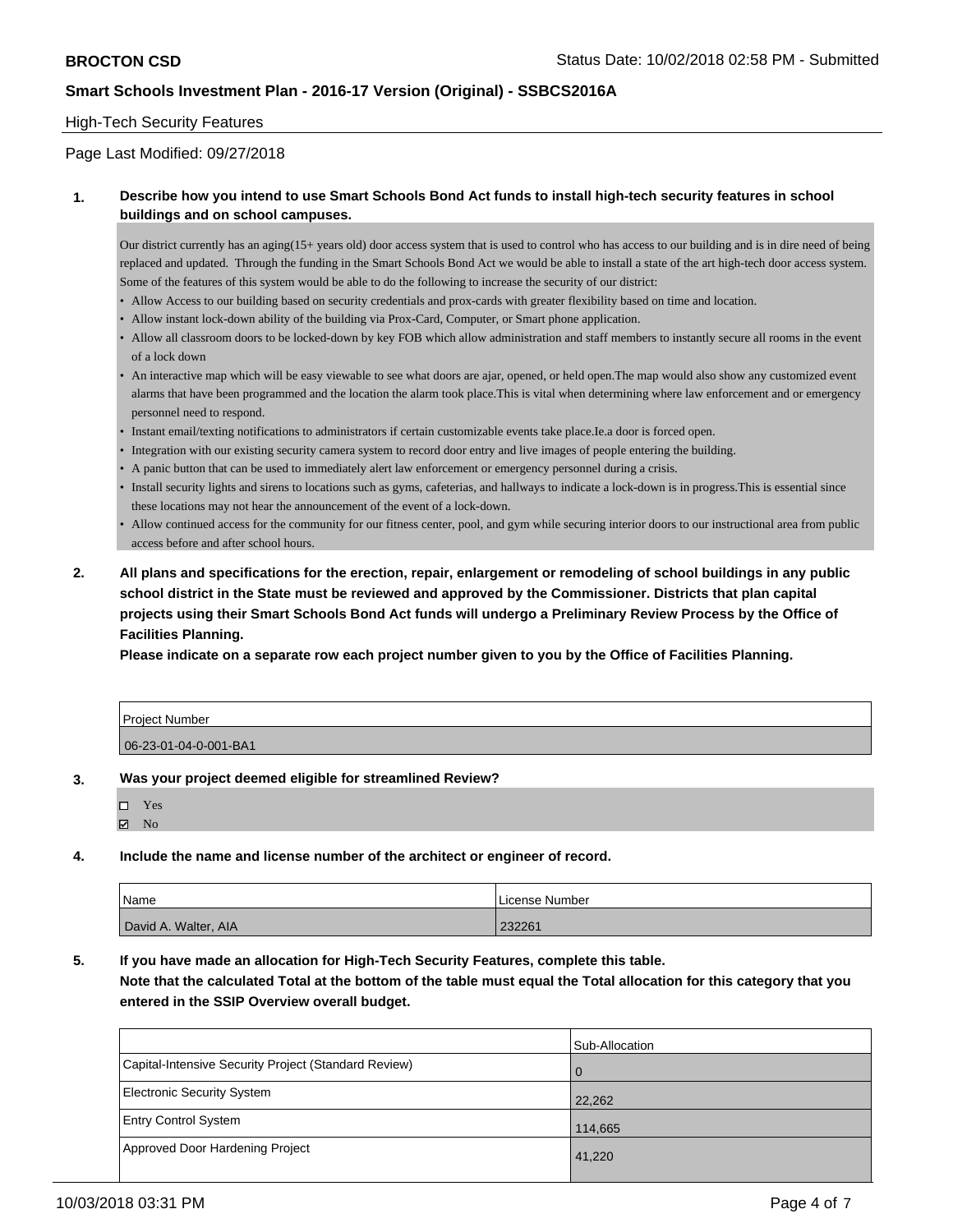High-Tech Security Features

Page Last Modified: 09/27/2018

**1. Describe how you intend to use Smart Schools Bond Act funds to install high-tech security features in school buildings and on school campuses.**

Our district currently has an aging(15+ years old) door access system that is used to control who has access to our building and is in dire need of being replaced and updated. Through the funding in the Smart Schools Bond Act we would be able to install a state of the art high-tech door access system. Some of the features of this system would be able to do the following to increase the security of our district:

- Allow Access to our building based on security credentials and prox-cards with greater flexibility based on time and location.
- Allow instant lock-down ability of the building via Prox-Card, Computer, or Smart phone application.
- Allow all classroom doors to be locked-down by key FOB which allow administration and staff members to instantly secure all rooms in the event of a lock down
- An interactive map which will be easy viewable to see what doors are ajar, opened, or held open.The map would also show any customized event alarms that have been programmed and the location the alarm took place.This is vital when determining where law enforcement and or emergency personnel need to respond.
- Instant email/texting notifications to administrators if certain customizable events take place.Ie.a door is forced open.
- Integration with our existing security camera system to record door entry and live images of people entering the building.
- A panic button that can be used to immediately alert law enforcement or emergency personnel during a crisis.
- Install security lights and sirens to locations such as gyms, cafeterias, and hallways to indicate a lock-down is in progress.This is essential since these locations may not hear the announcement of the event of a lock-down.
- Allow continued access for the community for our fitness center, pool, and gym while securing interior doors to our instructional area from public access before and after school hours.

**2. All plans and specifications for the erection, repair, enlargement or remodeling of school buildings in any public school district in the State must be reviewed and approved by the Commissioner. Districts that plan capital projects using their Smart Schools Bond Act funds will undergo a Preliminary Review Process by the Office of Facilities Planning.**

**Please indicate on a separate row each project number given to you by the Office of Facilities Planning.**

| Project Number |
|---|
| 06-23-01-04-0-001-BA1 |

**3. Was your project deemed eligible for streamlined Review?**

☐ Yes
☑ No

**4. Include the name and license number of the architect or engineer of record.**

| Name | License Number |
|---|---|
| David A. Walter, AIA | 232261 |

**5. If you have made an allocation for High-Tech Security Features, complete this table.**
**Note that the calculated Total at the bottom of the table must equal the Total allocation for this category that you entered in the SSIP Overview overall budget.**

| | Sub-Allocation |
|---|---|
| Capital-Intensive Security Project (Standard Review) | 0 |
| Electronic Security System | 22,262 |
| Entry Control System | 114,665 |
| Approved Door Hardening Project | 41,220 |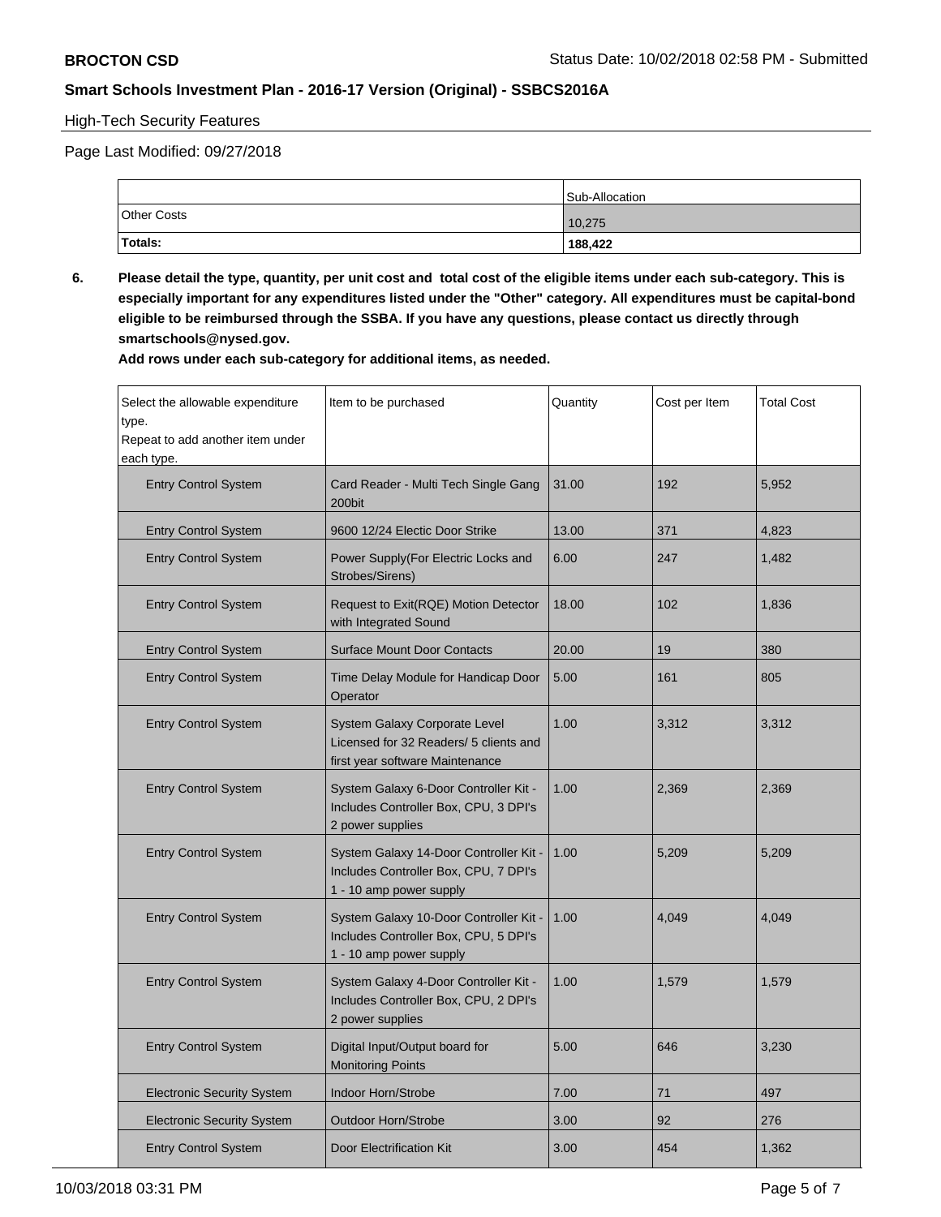High-Tech Security Features

Page Last Modified: 09/27/2018

| | Sub-Allocation |
|---|---|
| Other Costs | 10,275 |
| **Totals:** | **188,422** |

**6. Please detail the type, quantity, per unit cost and total cost of the eligible items under each sub-category. This is especially important for any expenditures listed under the "Other" category. All expenditures must be capital-bond eligible to be reimbursed through the SSBA. If you have any questions, please contact us directly through smartschools@nysed.gov.**

**Add rows under each sub-category for additional items, as needed.**

| Select the allowable expenditure type. Repeat to add another item under each type. | Item to be purchased | Quantity | Cost per Item | Total Cost |
|---|---|---|---|---|
| Entry Control System | Card Reader - Multi Tech Single Gang 200bit | 31.00 | 192 | 5,952 |
| Entry Control System | 9600 12/24 Electic Door Strike | 13.00 | 371 | 4,823 |
| Entry Control System | Power Supply(For Electric Locks and Strobes/Sirens) | 6.00 | 247 | 1,482 |
| Entry Control System | Request to Exit(RQE) Motion Detector with Integrated Sound | 18.00 | 102 | 1,836 |
| Entry Control System | Surface Mount Door Contacts | 20.00 | 19 | 380 |
| Entry Control System | Time Delay Module for Handicap Door Operator | 5.00 | 161 | 805 |
| Entry Control System | System Galaxy Corporate Level Licensed for 32 Readers/ 5 clients and first year software Maintenance | 1.00 | 3,312 | 3,312 |
| Entry Control System | System Galaxy 6-Door Controller Kit - Includes Controller Box, CPU, 3 DPI's 2 power supplies | 1.00 | 2,369 | 2,369 |
| Entry Control System | System Galaxy 14-Door Controller Kit - Includes Controller Box, CPU, 7 DPI's 1 - 10 amp power supply | 1.00 | 5,209 | 5,209 |
| Entry Control System | System Galaxy 10-Door Controller Kit - Includes Controller Box, CPU, 5 DPI's 1 - 10 amp power supply | 1.00 | 4,049 | 4,049 |
| Entry Control System | System Galaxy 4-Door Controller Kit - Includes Controller Box, CPU, 2 DPI's 2 power supplies | 1.00 | 1,579 | 1,579 |
| Entry Control System | Digital Input/Output board for Monitoring Points | 5.00 | 646 | 3,230 |
| Electronic Security System | Indoor Horn/Strobe | 7.00 | 71 | 497 |
| Electronic Security System | Outdoor Horn/Strobe | 3.00 | 92 | 276 |
| Entry Control System | Door Electrification Kit | 3.00 | 454 | 1,362 |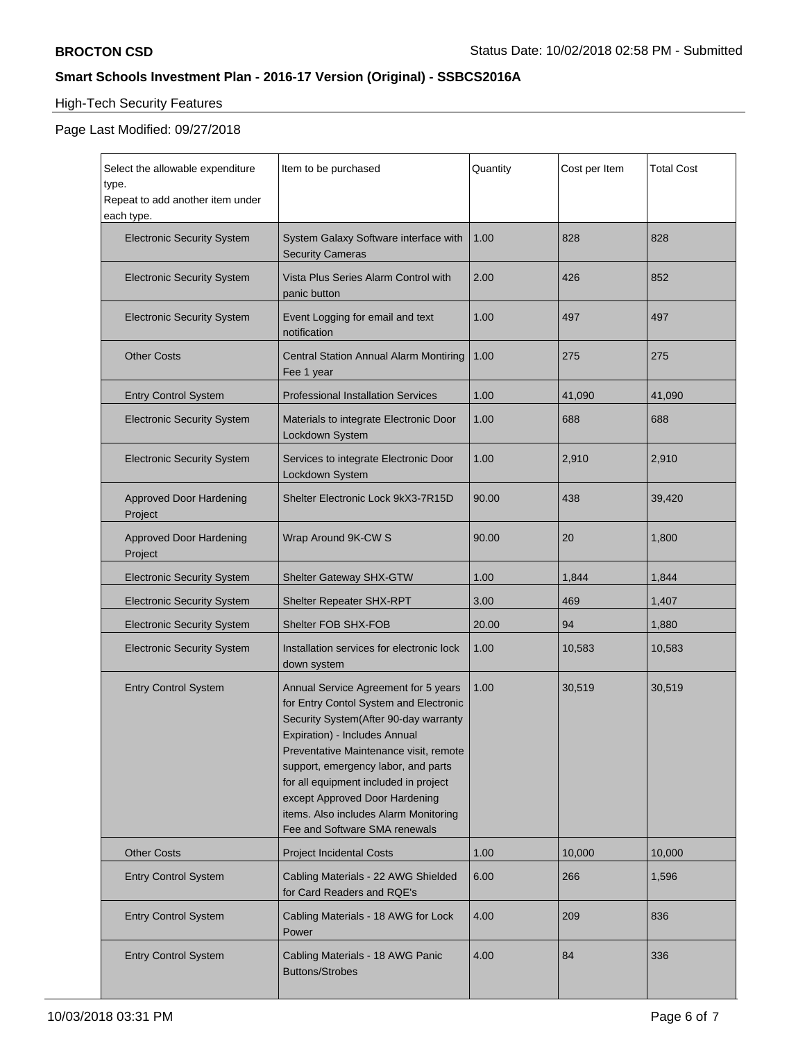**BROCTON CSD**

Status Date: 10/02/2018 02:58 PM - Submitted

**Smart Schools Investment Plan - 2016-17 Version (Original) - SSBCS2016A**

High-Tech Security Features

Page Last Modified: 09/27/2018

| Select the allowable expenditure type. Repeat to add another item under each type. | Item to be purchased | Quantity | Cost per Item | Total Cost |
|---|---|---|---|---|
| Electronic Security System | System Galaxy Software interface with Security Cameras | 1.00 | 828 | 828 |
| Electronic Security System | Vista Plus Series Alarm Control with panic button | 2.00 | 426 | 852 |
| Electronic Security System | Event Logging for email and text notification | 1.00 | 497 | 497 |
| Other Costs | Central Station Annual Alarm Montiring Fee 1 year | 1.00 | 275 | 275 |
| Entry Control System | Professional Installation Services | 1.00 | 41,090 | 41,090 |
| Electronic Security System | Materials to integrate Electronic Door Lockdown System | 1.00 | 688 | 688 |
| Electronic Security System | Services to integrate Electronic Door Lockdown System | 1.00 | 2,910 | 2,910 |
| Approved Door Hardening Project | Shelter Electronic Lock 9kX3-7R15D | 90.00 | 438 | 39,420 |
| Approved Door Hardening Project | Wrap Around 9K-CW S | 90.00 | 20 | 1,800 |
| Electronic Security System | Shelter Gateway SHX-GTW | 1.00 | 1,844 | 1,844 |
| Electronic Security System | Shelter Repeater SHX-RPT | 3.00 | 469 | 1,407 |
| Electronic Security System | Shelter FOB SHX-FOB | 20.00 | 94 | 1,880 |
| Electronic Security System | Installation services for electronic lock down system | 1.00 | 10,583 | 10,583 |
| Entry Control System | Annual Service Agreement for 5 years for Entry Contol System and Electronic Security System(After 90-day warranty Expiration) - Includes Annual Preventative Maintenance visit, remote support, emergency labor, and parts for all equipment included in project except Approved Door Hardening items. Also includes Alarm Monitoring Fee and Software SMA renewals | 1.00 | 30,519 | 30,519 |
| Other Costs | Project Incidental Costs | 1.00 | 10,000 | 10,000 |
| Entry Control System | Cabling Materials - 22 AWG Shielded for Card Readers and RQE's | 6.00 | 266 | 1,596 |
| Entry Control System | Cabling Materials - 18 AWG for Lock Power | 4.00 | 209 | 836 |
| Entry Control System | Cabling Materials - 18 AWG Panic Buttons/Strobes | 4.00 | 84 | 336 |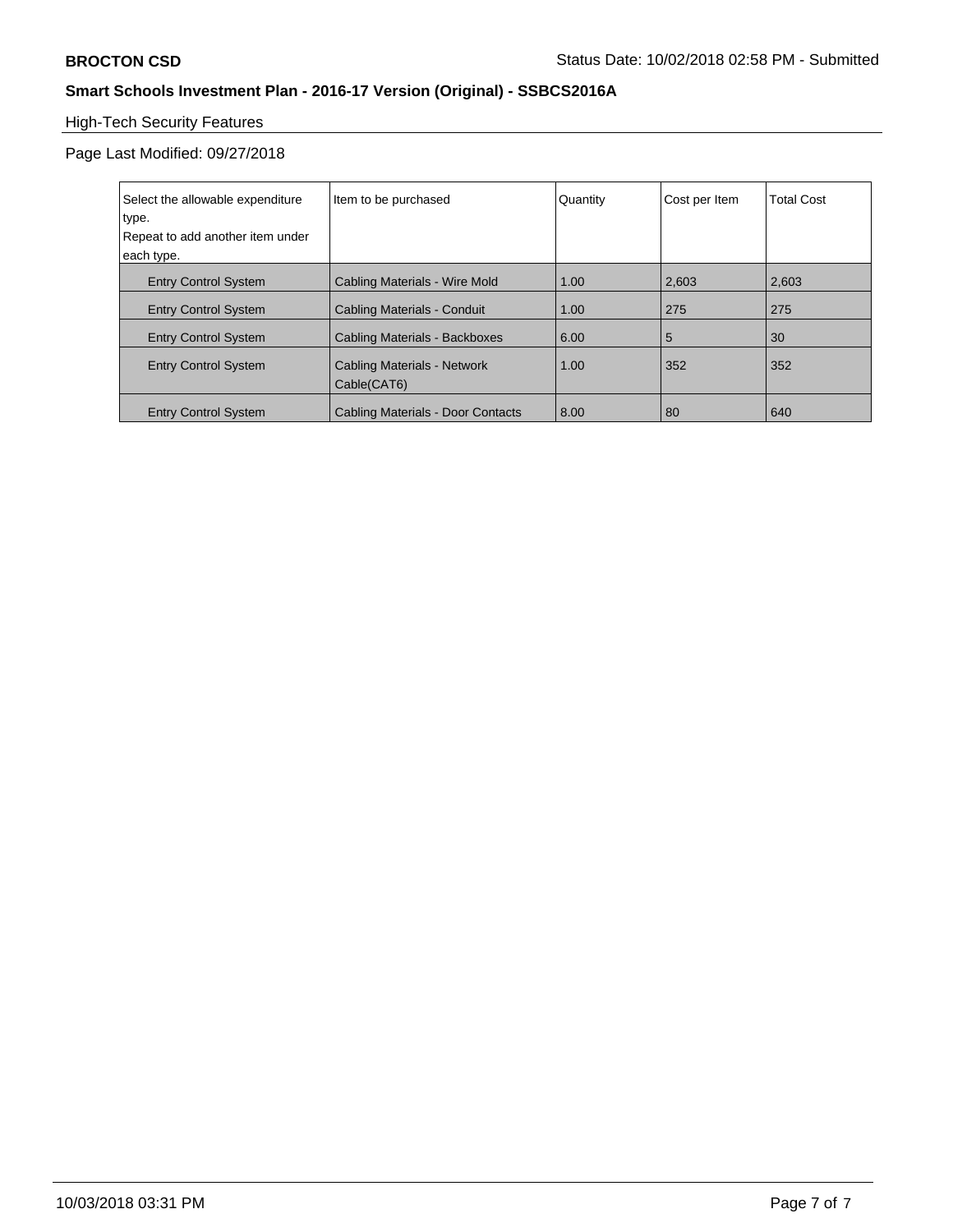High-Tech Security Features

Page Last Modified: 09/27/2018

| Select the allowable expenditure type. Repeat to add another item under each type. | Item to be purchased | Quantity | Cost per Item | Total Cost |
|---|---|---|---|---|
| Entry Control System | Cabling Materials - Wire Mold | 1.00 | 2,603 | 2,603 |
| Entry Control System | Cabling Materials - Conduit | 1.00 | 275 | 275 |
| Entry Control System | Cabling Materials - Backboxes | 6.00 | 5 | 30 |
| Entry Control System | Cabling Materials - Network Cable(CAT6) | 1.00 | 352 | 352 |
| Entry Control System | Cabling Materials - Door Contacts | 8.00 | 80 | 640 |